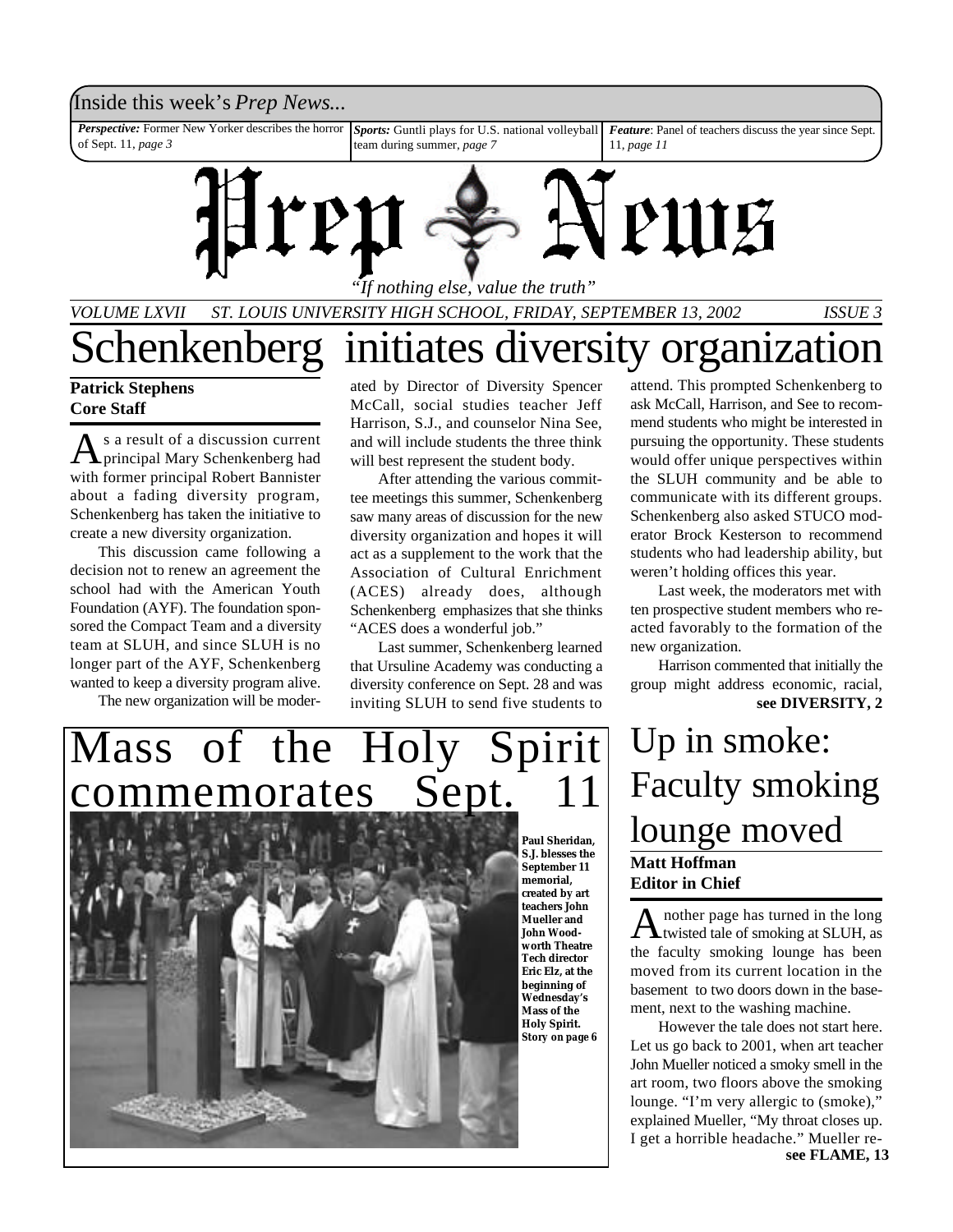Inside this week's *Prep News...*

***Perspective:*** Former New Yorker describes the horror of Sept. 11, *page 3*

***Sports:*** Guntli plays for U.S. national volleyball team during summer, *page 7*

***Feature***: Panel of teachers discuss the year since Sept. 11, *page 11*

# Prep News

*"If nothing else, value the truth"*

*VOLUME LXVII ST. LOUIS UNIVERSITY HIGH SCHOOL, FRIDAY, SEPTEMBER 13, 2002 ISSUE 3*

# Schenkenberg initiates diversity organization

**Patrick Stephens**
**Core Staff**

As a result of a discussion current principal Mary Schenkenberg had with former principal Robert Bannister about a fading diversity program, Schenkenberg has taken the initiative to create a new diversity organization.

This discussion came following a decision not to renew an agreement the school had with the American Youth Foundation (AYF). The foundation sponsored the Compact Team and a diversity team at SLUH, and since SLUH is no longer part of the AYF, Schenkenberg wanted to keep a diversity program alive.

The new organization will be moderated by Director of Diversity Spencer McCall, social studies teacher Jeff Harrison, S.J., and counselor Nina See, and will include students the three think will best represent the student body.

After attending the various committee meetings this summer, Schenkenberg saw many areas of discussion for the new diversity organization and hopes it will act as a supplement to the work that the Association of Cultural Enrichment (ACES) already does, although Schenkenberg emphasizes that she thinks "ACES does a wonderful job."

Last summer, Schenkenberg learned that Ursuline Academy was conducting a diversity conference on Sept. 28 and was inviting SLUH to send five students to attend. This prompted Schenkenberg to ask McCall, Harrison, and See to recommend students who might be interested in pursuing the opportunity. These students would offer unique perspectives within the SLUH community and be able to communicate with its different groups. Schenkenberg also asked STUCO moderator Brock Kesterson to recommend students who had leadership ability, but weren't holding offices this year.

Last week, the moderators met with ten prospective student members who reacted favorably to the formation of the new organization.

Harrison commented that initially the group might address economic, racial,

**see DIVERSITY, 2**

# Mass of the Holy Spirit commemorates Sept. 11

**Paul Sheridan, S.J. blesses the September 11 memorial, created by art teachers John Mueller and John Woodworth Theatre Tech director Eric Elz, at the beginning of Wednesday's Mass of the Holy Spirit. Story on page 6**

# Up in smoke: Faculty smoking lounge moved

**Matt Hoffman**
**Editor in Chief**

Another page has turned in the long twisted tale of smoking at SLUH, as the faculty smoking lounge has been moved from its current location in the basement to two doors down in the basement, next to the washing machine.

However the tale does not start here. Let us go back to 2001, when art teacher John Mueller noticed a smoky smell in the art room, two floors above the smoking lounge. "I'm very allergic to (smoke)," explained Mueller, "My throat closes up. I get a horrible headache." Mueller re-

**see FLAME, 13**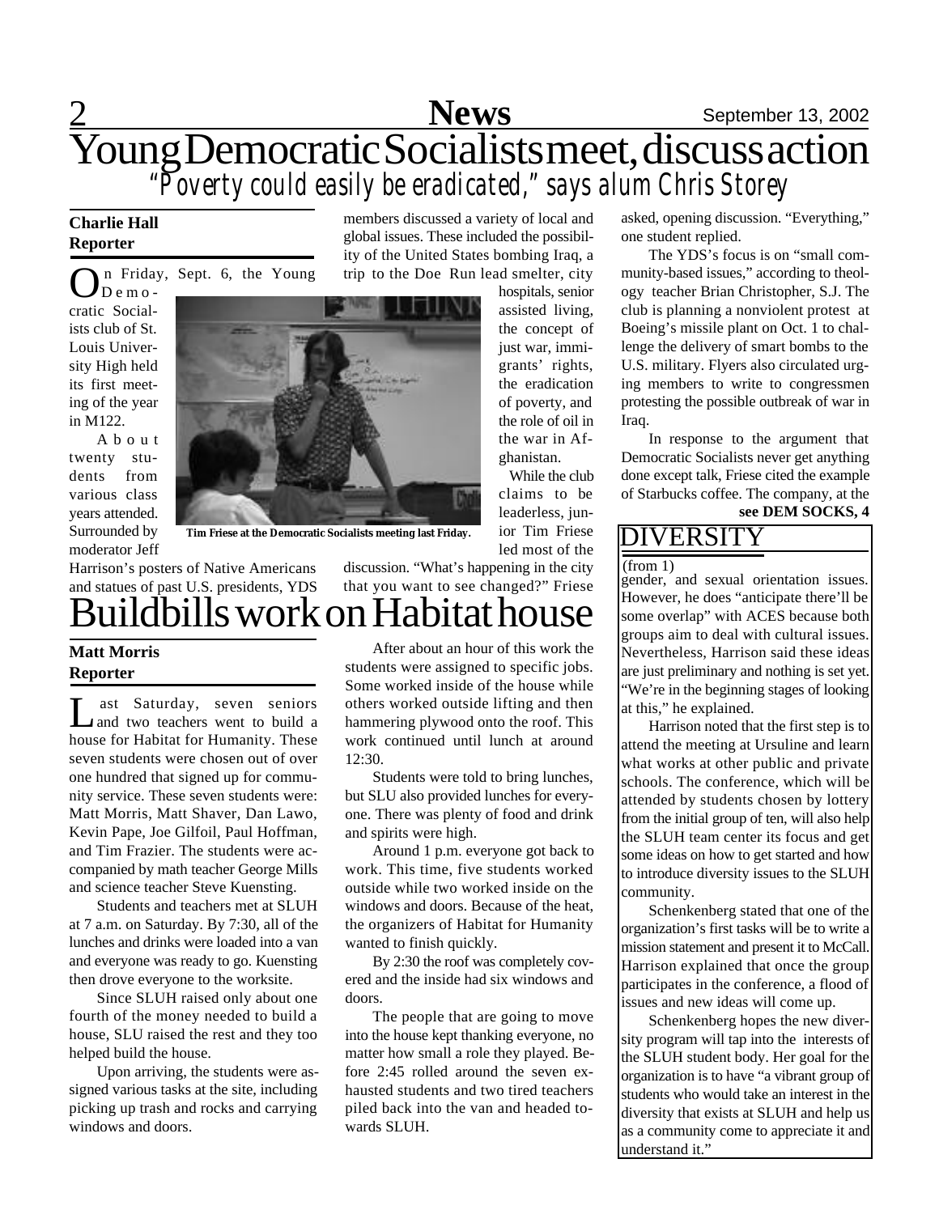# Young Democratic Socialists meet, discuss action

*"Poverty could easily be eradicated," says alum Chris Storey*

**Charlie Hall**
**Reporter**

On Friday, Sept. 6, the Young Democratic Socialists club of St. Louis University High held its first meeting of the year in M122.

About twenty students from various class years attended. Surrounded by moderator Jeff Harrison's posters of Native Americans and statues of past U.S. presidents, YDS members discussed a variety of local and global issues. These included the possibility of the United States bombing Iraq, a trip to the Doe Run lead smelter, city hospitals, senior assisted living, the concept of just war, immigrants' rights, the eradication of poverty, and the role of oil in the war in Afghanistan.

Tim Friese at the Democratic Socialists meeting last Friday.

While the club claims to be leaderless, junior Tim Friese led most of the discussion. "What's happening in the city that you want to see changed?" Friese asked, opening discussion. "Everything," one student replied.

The YDS's focus is on "small community-based issues," according to theology teacher Brian Christopher, S.J. The club is planning a nonviolent protest at Boeing's missile plant on Oct. 1 to challenge the delivery of smart bombs to the U.S. military. Flyers also circulated urging members to write to congressmen protesting the possible outbreak of war in Iraq.

In response to the argument that Democratic Socialists never get anything done except talk, Friese cited the example of Starbucks coffee. The company, at the

**see DEM SOCKS, 4**

# Buildbills work on Habitat house

**Matt Morris**
**Reporter**

Last Saturday, seven seniors and two teachers went to build a house for Habitat for Humanity. These seven students were chosen out of over one hundred that signed up for community service. These seven students were: Matt Morris, Matt Shaver, Dan Lawo, Kevin Pape, Joe Gilfoil, Paul Hoffman, and Tim Frazier. The students were accompanied by math teacher George Mills and science teacher Steve Kuensting.

Students and teachers met at SLUH at 7 a.m. on Saturday. By 7:30, all of the lunches and drinks were loaded into a van and everyone was ready to go. Kuensting then drove everyone to the worksite.

Since SLUH raised only about one fourth of the money needed to build a house, SLU raised the rest and they too helped build the house.

Upon arriving, the students were assigned various tasks at the site, including picking up trash and rocks and carrying windows and doors.

After about an hour of this work the students were assigned to specific jobs. Some worked inside of the house while others worked outside lifting and then hammering plywood onto the roof. This work continued until lunch at around 12:30.

Students were told to bring lunches, but SLU also provided lunches for everyone. There was plenty of food and drink and spirits were high.

Around 1 p.m. everyone got back to work. This time, five students worked outside while two worked inside on the windows and doors. Because of the heat, the organizers of Habitat for Humanity wanted to finish quickly.

By 2:30 the roof was completely covered and the inside had six windows and doors.

The people that are going to move into the house kept thanking everyone, no matter how small a role they played. Before 2:45 rolled around the seven exhausted students and two tired teachers piled back into the van and headed towards SLUH.

## DIVERSITY

(from 1)

gender, and sexual orientation issues. However, he does "anticipate there'll be some overlap" with ACES because both groups aim to deal with cultural issues. Nevertheless, Harrison said these ideas are just preliminary and nothing is set yet. "We're in the beginning stages of looking at this," he explained.

Harrison noted that the first step is to attend the meeting at Ursuline and learn what works at other public and private schools. The conference, which will be attended by students chosen by lottery from the initial group of ten, will also help the SLUH team center its focus and get some ideas on how to get started and how to introduce diversity issues to the SLUH community.

Schenkenberg stated that one of the organization's first tasks will be to write a mission statement and present it to McCall. Harrison explained that once the group participates in the conference, a flood of issues and new ideas will come up.

Schenkenberg hopes the new diversity program will tap into the interests of the SLUH student body. Her goal for the organization is to have "a vibrant group of students who would take an interest in the diversity that exists at SLUH and help us as a community come to appreciate it and understand it."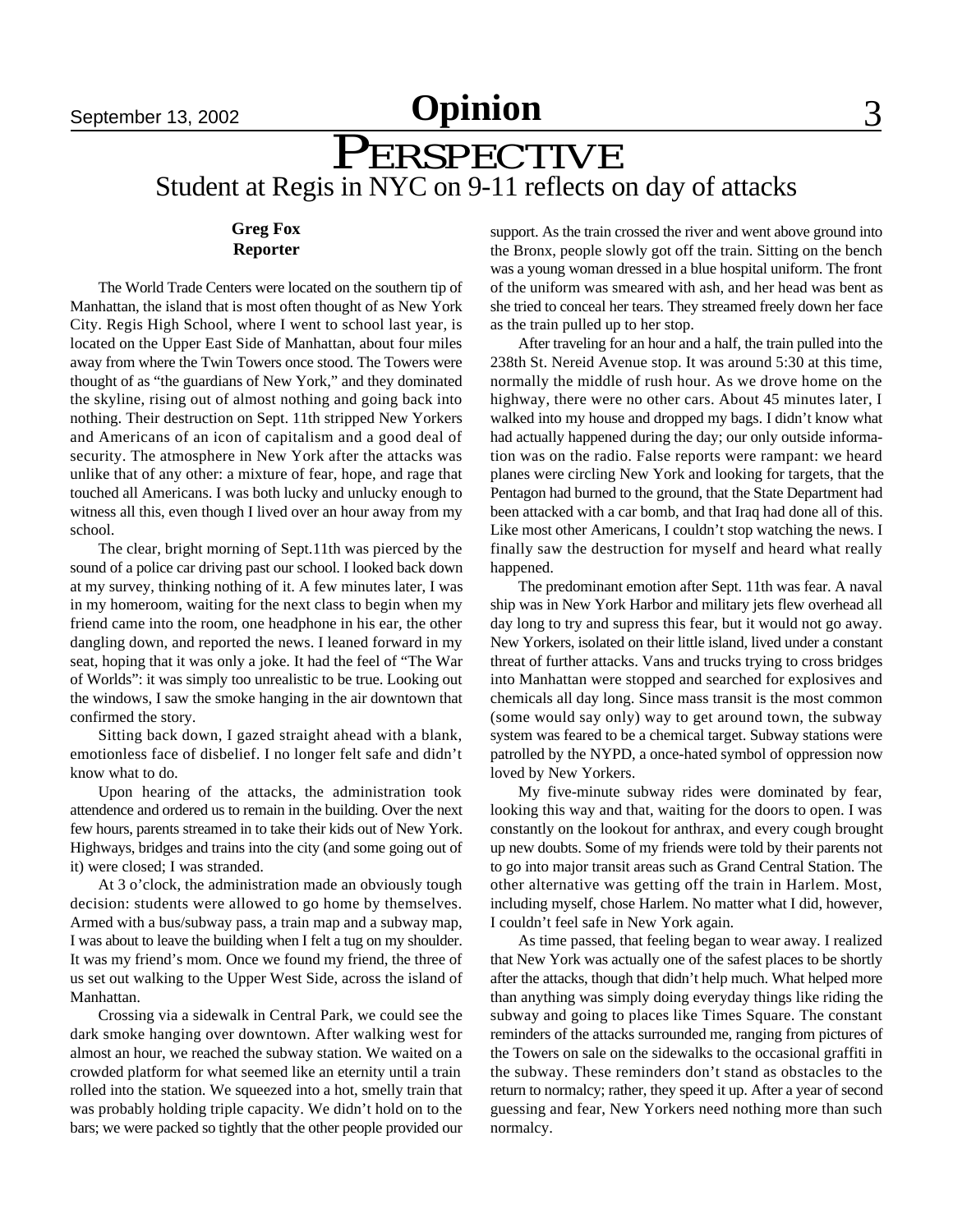# PERSPECTIVE

## Student at Regis in NYC on 9-11 reflects on day of attacks

**Greg Fox**
**Reporter**

The World Trade Centers were located on the southern tip of Manhattan, the island that is most often thought of as New York City. Regis High School, where I went to school last year, is located on the Upper East Side of Manhattan, about four miles away from where the Twin Towers once stood. The Towers were thought of as "the guardians of New York," and they dominated the skyline, rising out of almost nothing and going back into nothing. Their destruction on Sept. 11th stripped New Yorkers and Americans of an icon of capitalism and a good deal of security. The atmosphere in New York after the attacks was unlike that of any other: a mixture of fear, hope, and rage that touched all Americans. I was both lucky and unlucky enough to witness all this, even though I lived over an hour away from my school.

The clear, bright morning of Sept.11th was pierced by the sound of a police car driving past our school. I looked back down at my survey, thinking nothing of it. A few minutes later, I was in my homeroom, waiting for the next class to begin when my friend came into the room, one headphone in his ear, the other dangling down, and reported the news. I leaned forward in my seat, hoping that it was only a joke. It had the feel of "The War of Worlds": it was simply too unrealistic to be true. Looking out the windows, I saw the smoke hanging in the air downtown that confirmed the story.

Sitting back down, I gazed straight ahead with a blank, emotionless face of disbelief. I no longer felt safe and didn't know what to do.

Upon hearing of the attacks, the administration took attendence and ordered us to remain in the building. Over the next few hours, parents streamed in to take their kids out of New York. Highways, bridges and trains into the city (and some going out of it) were closed; I was stranded.

At 3 o'clock, the administration made an obviously tough decision: students were allowed to go home by themselves. Armed with a bus/subway pass, a train map and a subway map, I was about to leave the building when I felt a tug on my shoulder. It was my friend's mom. Once we found my friend, the three of us set out walking to the Upper West Side, across the island of Manhattan.

Crossing via a sidewalk in Central Park, we could see the dark smoke hanging over downtown. After walking west for almost an hour, we reached the subway station. We waited on a crowded platform for what seemed like an eternity until a train rolled into the station. We squeezed into a hot, smelly train that was probably holding triple capacity. We didn't hold on to the bars; we were packed so tightly that the other people provided our support. As the train crossed the river and went above ground into the Bronx, people slowly got off the train. Sitting on the bench was a young woman dressed in a blue hospital uniform. The front of the uniform was smeared with ash, and her head was bent as she tried to conceal her tears. They streamed freely down her face as the train pulled up to her stop.

After traveling for an hour and a half, the train pulled into the 238th St. Nereid Avenue stop. It was around 5:30 at this time, normally the middle of rush hour. As we drove home on the highway, there were no other cars. About 45 minutes later, I walked into my house and dropped my bags. I didn't know what had actually happened during the day; our only outside information was on the radio. False reports were rampant: we heard planes were circling New York and looking for targets, that the Pentagon had burned to the ground, that the State Department had been attacked with a car bomb, and that Iraq had done all of this. Like most other Americans, I couldn't stop watching the news. I finally saw the destruction for myself and heard what really happened.

The predominant emotion after Sept. 11th was fear. A naval ship was in New York Harbor and military jets flew overhead all day long to try and supress this fear, but it would not go away. New Yorkers, isolated on their little island, lived under a constant threat of further attacks. Vans and trucks trying to cross bridges into Manhattan were stopped and searched for explosives and chemicals all day long. Since mass transit is the most common (some would say only) way to get around town, the subway system was feared to be a chemical target. Subway stations were patrolled by the NYPD, a once-hated symbol of oppression now loved by New Yorkers.

My five-minute subway rides were dominated by fear, looking this way and that, waiting for the doors to open. I was constantly on the lookout for anthrax, and every cough brought up new doubts. Some of my friends were told by their parents not to go into major transit areas such as Grand Central Station. The other alternative was getting off the train in Harlem. Most, including myself, chose Harlem. No matter what I did, however, I couldn't feel safe in New York again.

As time passed, that feeling began to wear away. I realized that New York was actually one of the safest places to be shortly after the attacks, though that didn't help much. What helped more than anything was simply doing everyday things like riding the subway and going to places like Times Square. The constant reminders of the attacks surrounded me, ranging from pictures of the Towers on sale on the sidewalks to the occasional graffiti in the subway. These reminders don't stand as obstacles to the return to normalcy; rather, they speed it up. After a year of second guessing and fear, New Yorkers need nothing more than such normalcy.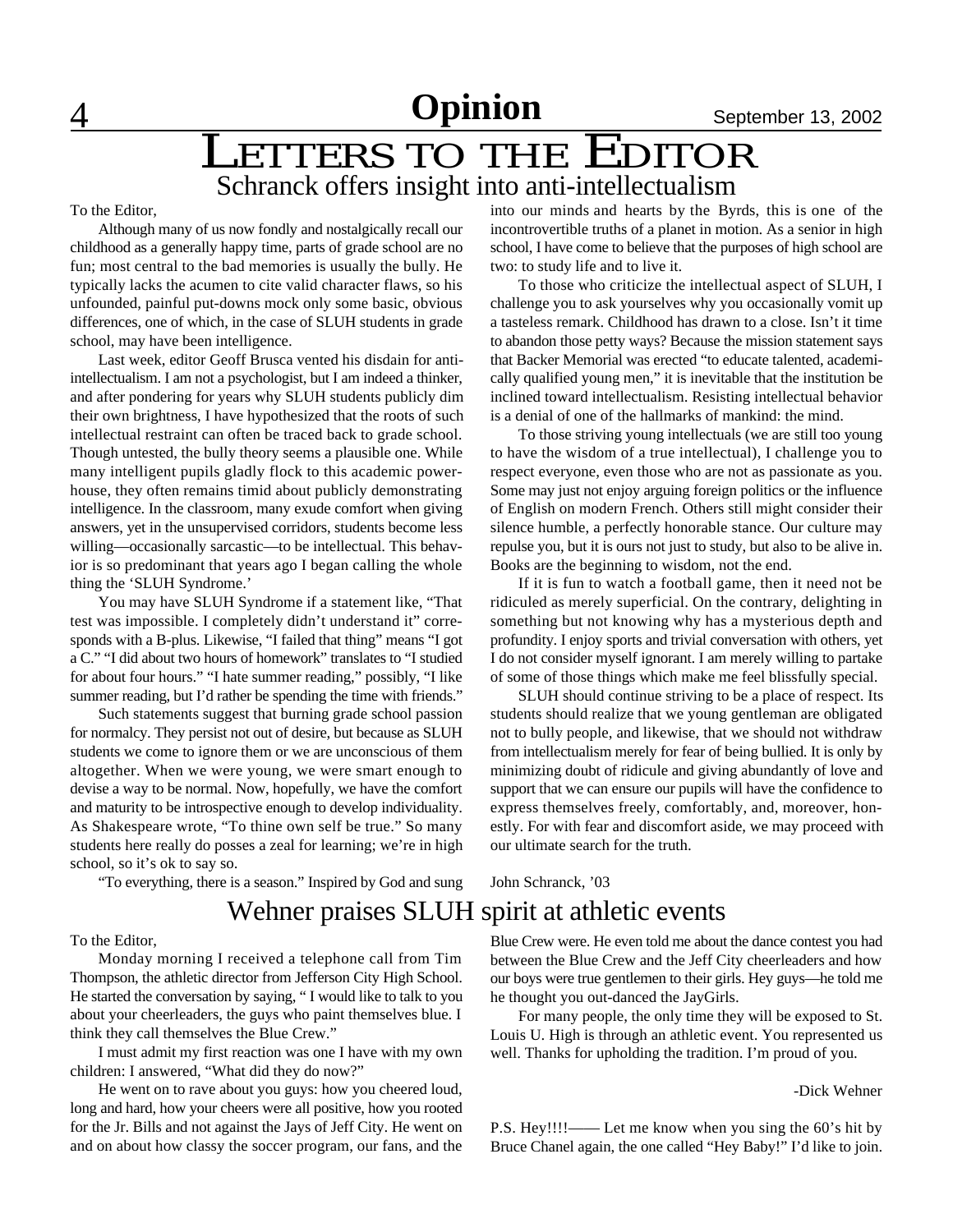# Letters to the Editor

## Schranck offers insight into anti-intellectualism

To the Editor,

Although many of us now fondly and nostalgically recall our childhood as a generally happy time, parts of grade school are no fun; most central to the bad memories is usually the bully. He typically lacks the acumen to cite valid character flaws, so his unfounded, painful put-downs mock only some basic, obvious differences, one of which, in the case of SLUH students in grade school, may have been intelligence.

Last week, editor Geoff Brusca vented his disdain for anti-intellectualism. I am not a psychologist, but I am indeed a thinker, and after pondering for years why SLUH students publicly dim their own brightness, I have hypothesized that the roots of such intellectual restraint can often be traced back to grade school. Though untested, the bully theory seems a plausible one. While many intelligent pupils gladly flock to this academic powerhouse, they often remain timid about publicly demonstrating intelligence. In the classroom, many exude comfort when giving answers, yet in the unsupervised corridors, students become less willing—occasionally sarcastic—to be intellectual. This behavior is so predominant that years ago I began calling the whole thing the 'SLUH Syndrome.'

You may have SLUH Syndrome if a statement like, "That test was impossible. I completely didn't understand it" corresponds with a B-plus. Likewise, "I failed that thing" means "I got a C." "I did about two hours of homework" translates to "I studied for about four hours." "I hate summer reading," possibly, "I like summer reading, but I'd rather be spending the time with friends."

Such statements suggest that burning grade school passion for normalcy. They persist not out of desire, but because as SLUH students we come to ignore them or we are unconscious of them altogether. When we were young, we were smart enough to devise a way to be normal. Now, hopefully, we have the comfort and maturity to be introspective enough to develop individuality. As Shakespeare wrote, "To thine own self be true." So many students here really do posses a zeal for learning; we're in high school, so it's ok to say so.

"To everything, there is a season." Inspired by God and sung into our minds and hearts by the Byrds, this is one of the incontrovertible truths of a planet in motion. As a senior in high school, I have come to believe that the purposes of high school are two: to study life and to live it.

To those who criticize the intellectual aspect of SLUH, I challenge you to ask yourselves why you occasionally vomit up a tasteless remark. Childhood has drawn to a close. Isn't it time to abandon those petty ways? Because the mission statement says that Backer Memorial was erected "to educate talented, academically qualified young men," it is inevitable that the institution be inclined toward intellectualism. Resisting intellectual behavior is a denial of one of the hallmarks of mankind: the mind.

To those striving young intellectuals (we are still too young to have the wisdom of a true intellectual), I challenge you to respect everyone, even those who are not as passionate as you. Some may just not enjoy arguing foreign politics or the influence of English on modern French. Others still might consider their silence humble, a perfectly honorable stance. Our culture may repulse you, but it is ours not just to study, but also to be alive in. Books are the beginning to wisdom, not the end.

If it is fun to watch a football game, then it need not be ridiculed as merely superficial. On the contrary, delighting in something but not knowing why has a mysterious depth and profundity. I enjoy sports and trivial conversation with others, yet I do not consider myself ignorant. I am merely willing to partake of some of those things which make me feel blissfully special.

SLUH should continue striving to be a place of respect. Its students should realize that we young gentleman are obligated not to bully people, and likewise, that we should not withdraw from intellectualism merely for fear of being bullied. It is only by minimizing doubt of ridicule and giving abundantly of love and support that we can ensure our pupils will have the confidence to express themselves freely, comfortably, and, moreover, honestly. For with fear and discomfort aside, we may proceed with our ultimate search for the truth.

John Schranck, '03

## Wehner praises SLUH spirit at athletic events

To the Editor,

Monday morning I received a telephone call from Tim Thompson, the athletic director from Jefferson City High School. He started the conversation by saying, " I would like to talk to you about your cheerleaders, the guys who paint themselves blue. I think they call themselves the Blue Crew."

I must admit my first reaction was one I have with my own children: I answered, "What did they do now?"

He went on to rave about you guys: how you cheered loud, long and hard, how your cheers were all positive, how you rooted for the Jr. Bills and not against the Jays of Jeff City. He went on and on about how classy the soccer program, our fans, and the Blue Crew were. He even told me about the dance contest you had between the Blue Crew and the Jeff City cheerleaders and how our boys were true gentlemen to their girls. Hey guys—he told me he thought you out-danced the JayGirls.

For many people, the only time they will be exposed to St. Louis U. High is through an athletic event. You represented us well. Thanks for upholding the tradition. I'm proud of you.

-Dick Wehner

P.S. Hey!!!!—— Let me know when you sing the 60's hit by Bruce Chanel again, the one called "Hey Baby!" I'd like to join.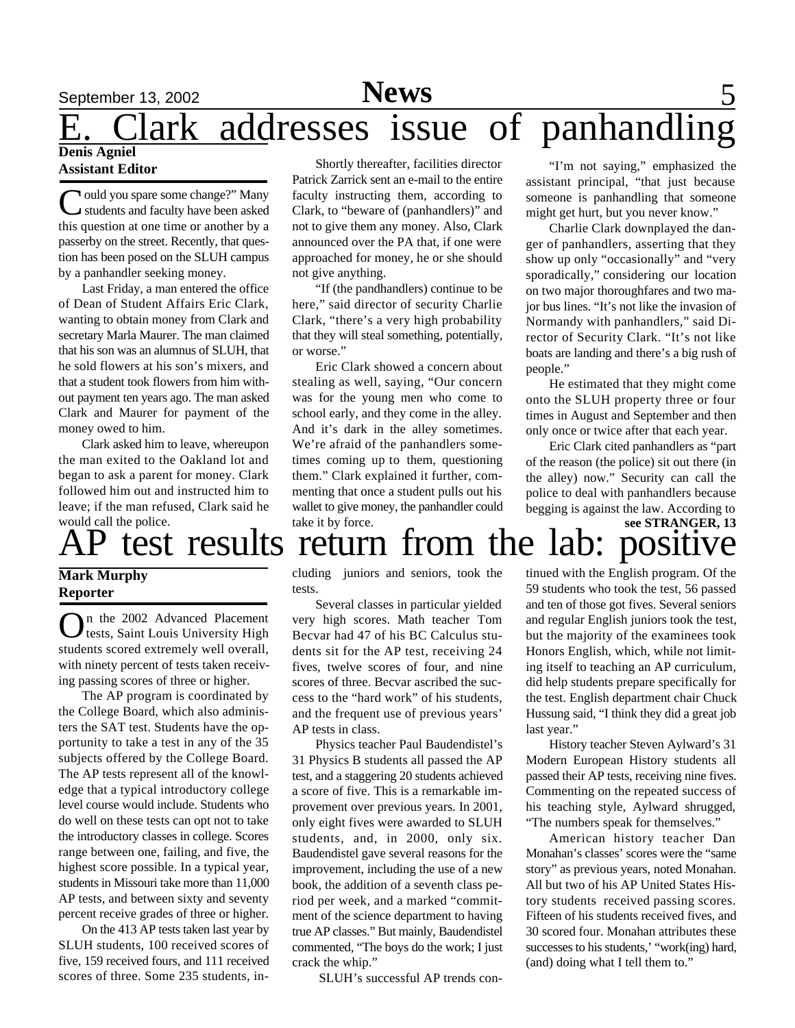## E. Clark addresses issue of panhandling

**Denis Agniel**
**Assistant Editor**

"Could you spare some change?" Many students and faculty have been asked this question at one time or another by a passerby on the street. Recently, that question has been posed on the SLUH campus by a panhandler seeking money.

Last Friday, a man entered the office of Dean of Student Affairs Eric Clark, wanting to obtain money from Clark and secretary Marla Maurer. The man claimed that his son was an alumnus of SLUH, that he sold flowers at his son's mixers, and that a student took flowers from him without payment ten years ago. The man asked Clark and Maurer for payment of the money owed to him.

Clark asked him to leave, whereupon the man exited to the Oakland lot and began to ask a parent for money. Clark followed him out and instructed him to leave; if the man refused, Clark said he would call the police.

Shortly thereafter, facilities director Patrick Zarrick sent an e-mail to the entire faculty instructing them, according to Clark, to "beware of (panhandlers)" and not to give them any money. Also, Clark announced over the PA that, if one were approached for money, he or she should not give anything.

"If (the pandhandlers) continue to be here," said director of security Charlie Clark, "there's a very high probability that they will steal something, potentially, or worse."

Eric Clark showed a concern about stealing as well, saying, "Our concern was for the young men who come to school early, and they come in the alley. And it's dark in the alley sometimes. We're afraid of the panhandlers sometimes coming up to them, questioning them." Clark explained it further, commenting that once a student pulls out his wallet to give money, the panhandler could take it by force.

"I'm not saying," emphasized the assistant principal, "that just because someone is panhandling that someone might get hurt, but you never know."

Charlie Clark downplayed the danger of panhandlers, asserting that they show up only "occasionally" and "very sporadically," considering our location on two major thoroughfares and two major bus lines. "It's not like the invasion of Normandy with panhandlers," said Director of Security Clark. "It's not like boats are landing and there's a big rush of people."

He estimated that they might come onto the SLUH property three or four times in August and September and then only once or twice after that each year.

Eric Clark cited panhandlers as "part of the reason (the police) sit out there (in the alley) now." Security can call the police to deal with panhandlers because begging is against the law. According to

**see STRANGER, 13**

## AP test results return from the lab: positive

**Mark Murphy**
**Reporter**

On the 2002 Advanced Placement tests, Saint Louis University High students scored extremely well overall, with ninety percent of tests taken receiving passing scores of three or higher.

The AP program is coordinated by the College Board, which also administers the SAT test. Students have the opportunity to take a test in any of the 35 subjects offered by the College Board. The AP tests represent all of the knowledge that a typical introductory college level course would include. Students who do well on these tests can opt not to take the introductory classes in college. Scores range between one, failing, and five, the highest score possible. In a typical year, students in Missouri take more than 11,000 AP tests, and between sixty and seventy percent receive grades of three or higher.

On the 413 AP tests taken last year by SLUH students, 100 received scores of five, 159 received fours, and 111 received scores of three. Some 235 students, including juniors and seniors, took the tests.

Several classes in particular yielded very high scores. Math teacher Tom Becvar had 47 of his BC Calculus students sit for the AP test, receiving 24 fives, twelve scores of four, and nine scores of three. Becvar ascribed the success to the "hard work" of his students, and the frequent use of previous years' AP tests in class.

Physics teacher Paul Baudendistel's 31 Physics B students all passed the AP test, and a staggering 20 students achieved a score of five. This is a remarkable improvement over previous years. In 2001, only eight fives were awarded to SLUH students, and, in 2000, only six. Baudendistel gave several reasons for the improvement, including the use of a new book, the addition of a seventh class period per week, and a marked "commitment of the science department to having true AP classes." But mainly, Baudendistel commented, "The boys do the work; I just crack the whip."

SLUH's successful AP trends continued with the English program. Of the 59 students who took the test, 56 passed and ten of those got fives. Several seniors and regular English juniors took the test, but the majority of the examinees took Honors English, which, while not limiting itself to teaching an AP curriculum, did help students prepare specifically for the test. English department chair Chuck Hussung said, "I think they did a great job last year."

History teacher Steven Aylward's 31 Modern European History students all passed their AP tests, receiving nine fives. Commenting on the repeated success of his teaching style, Aylward shrugged, "The numbers speak for themselves."

American history teacher Dan Monahan's classes' scores were the "same story" as previous years, noted Monahan. All but two of his AP United States History students received passing scores. Fifteen of his students received fives, and 30 scored four. Monahan attributes these successes to his students,' "work(ing) hard, (and) doing what I tell them to."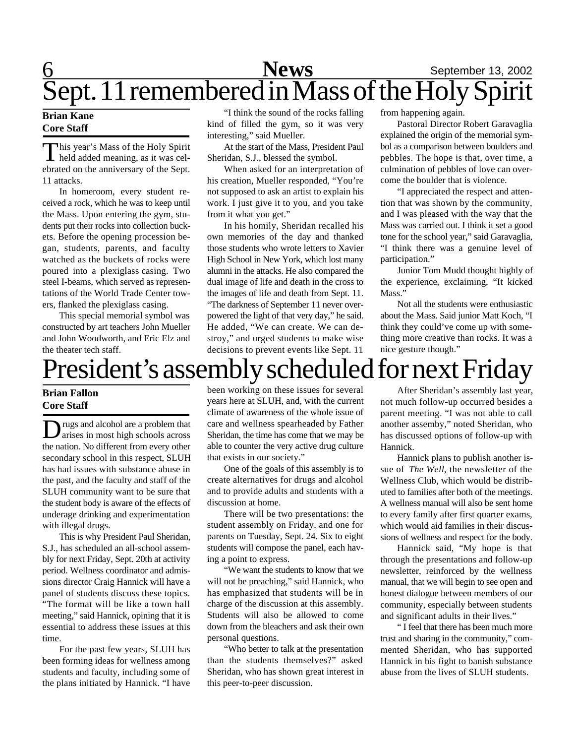# Sept. 11 remembered in Mass of the Holy Spirit

**Brian Kane**
**Core Staff**

This year's Mass of the Holy Spirit held added meaning, as it was celebrated on the anniversary of the Sept. 11 attacks.

In homeroom, every student received a rock, which he was to keep until the Mass. Upon entering the gym, students put their rocks into collection buckets. Before the opening procession began, students, parents, and faculty watched as the buckets of rocks were poured into a plexiglass casing. Two steel I-beams, which served as representations of the World Trade Center towers, flanked the plexiglass casing.

This special memorial symbol was constructed by art teachers John Mueller and John Woodworth, and Eric Elz and the theater tech staff.

"I think the sound of the rocks falling kind of filled the gym, so it was very interesting," said Mueller.

At the start of the Mass, President Paul Sheridan, S.J., blessed the symbol.

When asked for an interpretation of his creation, Mueller responded, "You're not supposed to ask an artist to explain his work. I just give it to you, and you take from it what you get."

In his homily, Sheridan recalled his own memories of the day and thanked those students who wrote letters to Xavier High School in New York, which lost many alumni in the attacks. He also compared the dual image of life and death in the cross to the images of life and death from Sept. 11. "The darkness of September 11 never overpowered the light of that very day," he said. He added, "We can create. We can destroy," and urged students to make wise decisions to prevent events like Sept. 11 from happening again.

Pastoral Director Robert Garavaglia explained the origin of the memorial symbol as a comparison between boulders and pebbles. The hope is that, over time, a culmination of pebbles of love can overcome the boulder that is violence.

"I appreciated the respect and attention that was shown by the community, and I was pleased with the way that the Mass was carried out. I think it set a good tone for the school year," said Garavaglia, "I think there was a genuine level of participation."

Junior Tom Mudd thought highly of the experience, exclaiming, "It kicked Mass."

Not all the students were enthusiastic about the Mass. Said junior Matt Koch, "I think they could've come up with something more creative than rocks. It was a nice gesture though."

# President's assembly scheduled for next Friday

**Brian Fallon**
**Core Staff**

Drugs and alcohol are a problem that arises in most high schools across the nation. No different from every other secondary school in this respect, SLUH has had issues with substance abuse in the past, and the faculty and staff of the SLUH community want to be sure that the student body is aware of the effects of underage drinking and experimentation with illegal drugs.

This is why President Paul Sheridan, S.J., has scheduled an all-school assembly for next Friday, Sept. 20th at activity period. Wellness coordinator and admissions director Craig Hannick will have a panel of students discuss these topics. "The format will be like a town hall meeting," said Hannick, opining that it is essential to address these issues at this time.

For the past few years, SLUH has been forming ideas for wellness among students and faculty, including some of the plans initiated by Hannick. "I have been working on these issues for several years here at SLUH, and, with the current climate of awareness of the whole issue of care and wellness spearheaded by Father Sheridan, the time has come that we may be able to counter the very active drug culture that exists in our society."

One of the goals of this assembly is to create alternatives for drugs and alcohol and to provide adults and students with a discussion at home.

There will be two presentations: the student assembly on Friday, and one for parents on Tuesday, Sept. 24. Six to eight students will compose the panel, each having a point to express.

"We want the students to know that we will not be preaching," said Hannick, who has emphasized that students will be in charge of the discussion at this assembly. Students will also be allowed to come down from the bleachers and ask their own personal questions.

"Who better to talk at the presentation than the students themselves?" asked Sheridan, who has shown great interest in this peer-to-peer discussion.

After Sheridan's assembly last year, not much follow-up occurred besides a parent meeting. "I was not able to call another assemby," noted Sheridan, who has discussed options of follow-up with Hannick.

Hannick plans to publish another issue of *The Well*, the newsletter of the Wellness Club, which would be distributed to families after both of the meetings. A wellness manual will also be sent home to every family after first quarter exams, which would aid families in their discussions of wellness and respect for the body.

Hannick said, "My hope is that through the presentations and follow-up newsletter, reinforced by the wellness manual, that we will begin to see open and honest dialogue between members of our community, especially between students and significant adults in their lives."

" I feel that there has been much more trust and sharing in the community," commented Sheridan, who has supported Hannick in his fight to banish substance abuse from the lives of SLUH students.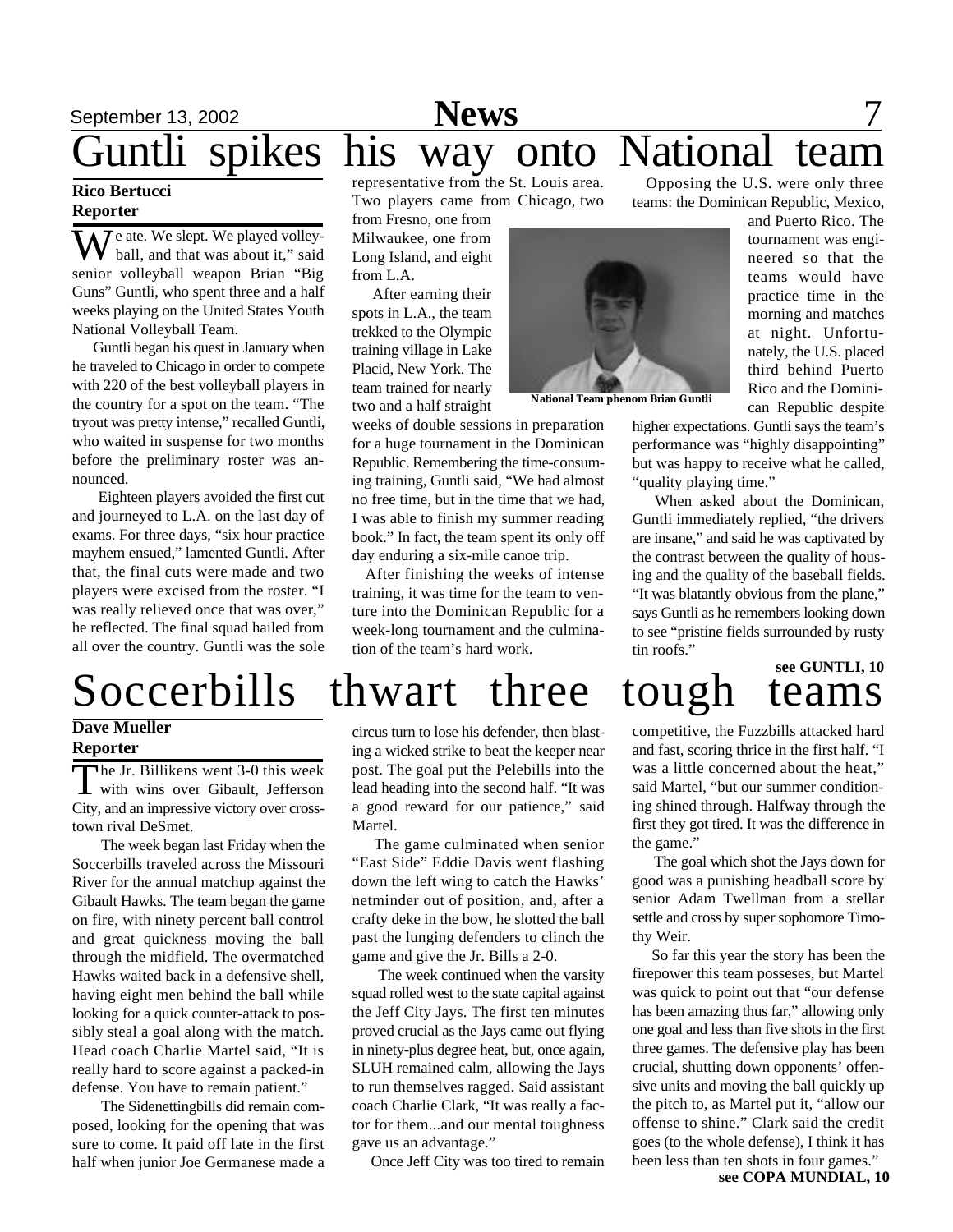# Guntli spikes his way onto National team

**Rico Bertucci**
**Reporter**

We ate. We slept. We played volleyball, and that was about it," said senior volleyball weapon Brian "Big Guns" Guntli, who spent three and a half weeks playing on the United States Youth National Volleyball Team.

Guntli began his quest in January when he traveled to Chicago in order to compete with 220 of the best volleyball players in the country for a spot on the team. "The tryout was pretty intense," recalled Guntli, who waited in suspense for two months before the preliminary roster was announced.

Eighteen players avoided the first cut and journeyed to L.A. on the last day of exams. For three days, "six hour practice mayhem ensued," lamented Guntli. After that, the final cuts were made and two players were excised from the roster. "I was really relieved once that was over," he reflected. The final squad hailed from all over the country. Guntli was the sole representative from the St. Louis area. Two players came from Chicago, two from Fresno, one from Milwaukee, one from Long Island, and eight from L.A.

After earning their spots in L.A., the team trekked to the Olympic training village in Lake Placid, New York. The team trained for nearly two and a half straight weeks of double sessions in preparation for a huge tournament in the Dominican Republic. Remembering the time-consuming training, Guntli said, "We had almost no free time, but in the time that we had, I was able to finish my summer reading book." In fact, the team spent its only off day enduring a six-mile canoe trip.

National Team phenom Brian Guntli

After finishing the weeks of intense training, it was time for the team to venture into the Dominican Republic for a week-long tournament and the culmination of the team's hard work.

Opposing the U.S. were only three teams: the Dominican Republic, Mexico, and Puerto Rico. The tournament was engineered so that the teams would have practice time in the morning and matches at night. Unfortunately, the U.S. placed third behind Puerto Rico and the Dominican Republic despite higher expectations. Guntli says the team's performance was "highly disappointing" but was happy to receive what he called, "quality playing time."

When asked about the Dominican, Guntli immediately replied, "the drivers are insane," and said he was captivated by the contrast between the quality of housing and the quality of the baseball fields. "It was blatantly obvious from the plane," says Guntli as he remembers looking down to see "pristine fields surrounded by rusty tin roofs."

**see GUNTLI, 10**

# Soccerbills thwart three tough teams

**Dave Mueller**
**Reporter**

The Jr. Billikens went 3-0 this week with wins over Gibault, Jefferson City, and an impressive victory over cross-town rival DeSmet.

The week began last Friday when the Soccerbills traveled across the Missouri River for the annual matchup against the Gibault Hawks. The team began the game on fire, with ninety percent ball control and great quickness moving the ball through the midfield. The overmatched Hawks waited back in a defensive shell, having eight men behind the ball while looking for a quick counter-attack to possibly steal a goal along with the match. Head coach Charlie Martel said, "It is really hard to score against a packed-in defense. You have to remain patient."

The Sidenettingbills did remain composed, looking for the opening that was sure to come. It paid off late in the first half when junior Joe Germanese made a circus turn to lose his defender, then blasting a wicked strike to beat the keeper near post. The goal put the Pelebills into the lead heading into the second half. "It was a good reward for our patience," said Martel.

The game culminated when senior "East Side" Eddie Davis went flashing down the left wing to catch the Hawks' netminder out of position, and, after a crafty deke in the bow, he slotted the ball past the lunging defenders to clinch the game and give the Jr. Bills a 2-0.

The week continued when the varsity squad rolled west to the state capital against the Jeff City Jays. The first ten minutes proved crucial as the Jays came out flying in ninety-plus degree heat, but, once again, SLUH remained calm, allowing the Jays to run themselves ragged. Said assistant coach Charlie Clark, "It was really a factor for them...and our mental toughness gave us an advantage."

Once Jeff City was too tired to remain competitive, the Fuzzbills attacked hard and fast, scoring thrice in the first half. "I was a little concerned about the heat," said Martel, "but our summer conditioning shined through. Halfway through the first they got tired. It was the difference in the game."

The goal which shot the Jays down for good was a punishing headball score by senior Adam Twellman from a stellar settle and cross by super sophomore Timothy Weir.

So far this year the story has been the firepower this team posseses, but Martel was quick to point out that "our defense has been amazing thus far," allowing only one goal and less than five shots in the first three games. The defensive play has been crucial, shutting down opponents' offensive units and moving the ball quickly up the pitch to, as Martel put it, "allow our offense to shine." Clark said the credit goes (to the whole defense), I think it has been less than ten shots in four games."

**see COPA MUNDIAL, 10**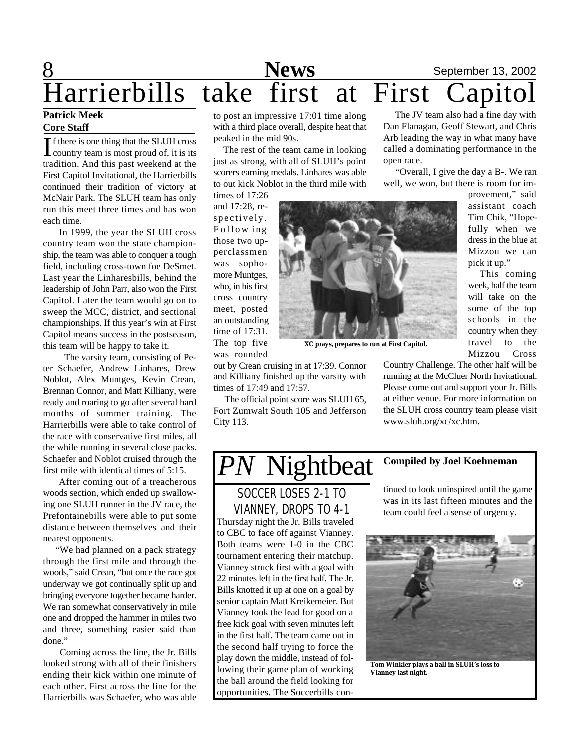# Harrierbills take first at First Capitol

**Patrick Meek**
**Core Staff**

If there is one thing that the SLUH cross country team is most proud of, it is its tradition. And this past weekend at the First Capitol Invitational, the Harrierbills continued their tradition of victory at McNair Park. The SLUH team has only run this meet three times and has won each time.

In 1999, the year the SLUH cross country team won the state championship, the team was able to conquer a tough field, including cross-town foe DeSmet. Last year the Linharesbills, behind the leadership of John Parr, also won the First Capitol. Later the team would go on to sweep the MCC, district, and sectional championships. If this year's win at First Capitol means success in the postseason, this team will be happy to take it.

The varsity team, consisting of Peter Schaefer, Andrew Linhares, Drew Noblot, Alex Muntges, Kevin Crean, Brennan Connor, and Matt Killiany, were ready and roaring to go after several hard months of summer training. The Harrierbills were able to take control of the race with conservative first miles, all the while running in several close packs. Schaefer and Noblot cruised through the first mile with identical times of 5:15.

After coming out of a treacherous woods section, which ended up swallowing one SLUH runner in the JV race, the Prefontainebills were able to put some distance between themselves and their nearest opponents.

"We had planned on a pack strategy through the first mile and through the woods," said Crean, "but once the race got underway we got continually split up and bringing everyone together became harder. We ran somewhat conservatively in mile one and dropped the hammer in miles two and three, something easier said than done."

Coming across the line, the Jr. Bills looked strong with all of their finishers ending their kick within one minute of each other. First across the line for the Harrierbills was Schaefer, who was able to post an impressive 17:01 time along with a third place overall, despite heat that peaked in the mid 90s.

The rest of the team came in looking just as strong, with all of SLUH's point scorers earning medals. Linhares was able to out kick Noblot in the third mile with times of 17:26 and 17:28, respectively. Following those two upperclassmen was sophomore Muntges, who, in his first cross country meet, posted an outstanding time of 17:31. The top five was rounded out by Crean cruising in at 17:39. Connor and Killiany finished up the varsity with times of 17:49 and 17:57.

XC prays, prepares to run at First Capitol.

The official point score was SLUH 65, Fort Zumwalt South 105 and Jefferson City 113.

The JV team also had a fine day with Dan Flanagan, Geoff Stewart, and Chris Arb leading the way in what many have called a dominating performance in the open race.

"Overall, I give the day a B-. We ran well, we won, but there is room for improvement," said assistant coach Tim Chik, "Hopefully when we dress in the blue at Mizzou we can pick it up."

This coming week, half the team will take on the some of the top schools in the country when they travel to the Mizzou Cross Country Challenge. The other half will be running at the McCluer North Invitational. Please come out and support your Jr. Bills at either venue. For more information on the SLUH cross country team please visit www.sluh.org/xc/xc.htm.

# *PN* Nightbeat

**Compiled by Joel Koehneman**

## SOCCER LOSES 2-1 TO VIANNEY, DROPS TO 4-1

Thursday night the Jr. Bills traveled to CBC to face off against Vianney. Both teams were 1-0 in the CBC tournament entering their matchup. Vianney struck first with a goal with 22 minutes left in the first half. The Jr. Bills knotted it up at one on a goal by senior captain Matt Kreikemeier. But Vianney took the lead for good on a free kick goal with seven minutes left in the first half. The team came out in the second half trying to force the play down the middle, instead of following their game plan of working the ball around the field looking for opportunities. The Soccerbills continued to look uninspired until the game was in its last fifteen minutes and the team could feel a sense of urgency.

**Tom Winkler plays a ball in SLUH's loss to Vianney last night.**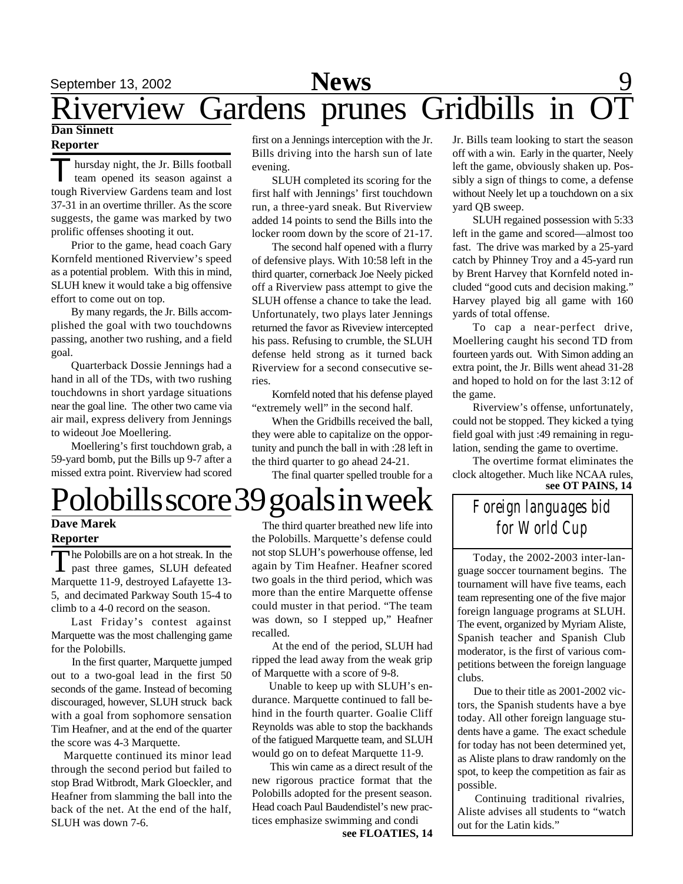# Riverview Gardens prunes Gridbills in OT

**Dan Sinnett**
**Reporter**

Thursday night, the Jr. Bills football team opened its season against a tough Riverview Gardens team and lost 37-31 in an overtime thriller. As the score suggests, the game was marked by two prolific offenses shooting it out.

Prior to the game, head coach Gary Kornfeld mentioned Riverview's speed as a potential problem. With this in mind, SLUH knew it would take a big offensive effort to come out on top.

By many regards, the Jr. Bills accomplished the goal with two touchdowns passing, another two rushing, and a field goal.

Quarterback Dossie Jennings had a hand in all of the TDs, with two rushing touchdowns in short yardage situations near the goal line. The other two came via air mail, express delivery from Jennings to wideout Joe Moellering.

Moellering's first touchdown grab, a 59-yard bomb, put the Bills up 9-7 after a missed extra point. Riverview had scored first on a Jennings interception with the Jr. Bills driving into the harsh sun of late evening.

SLUH completed its scoring for the first half with Jennings' first touchdown run, a three-yard sneak. But Riverview added 14 points to send the Bills into the locker room down by the score of 21-17.

The second half opened with a flurry of defensive plays. With 10:58 left in the third quarter, cornerback Joe Neely picked off a Riverview pass attempt to give the SLUH offense a chance to take the lead. Unfortunately, two plays later Jennings returned the favor as Riveview intercepted his pass. Refusing to crumble, the SLUH defense held strong as it turned back Riverview for a second consecutive series.

Kornfeld noted that his defense played "extremely well" in the second half.

When the Gridbills received the ball, they were able to capitalize on the opportunity and punch the ball in with :28 left in the third quarter to go ahead 24-21.

The final quarter spelled trouble for a Jr. Bills team looking to start the season off with a win. Early in the quarter, Neely left the game, obviously shaken up. Possibly a sign of things to come, a defense without Neely let up a touchdown on a six yard QB sweep.

SLUH regained possession with 5:33 left in the game and scored—almost too fast. The drive was marked by a 25-yard catch by Phinney Troy and a 45-yard run by Brent Harvey that Kornfeld noted included "good cuts and decision making." Harvey played big all game with 160 yards of total offense.

To cap a near-perfect drive, Moellering caught his second TD from fourteen yards out. With Simon adding an extra point, the Jr. Bills went ahead 31-28 and hoped to hold on for the last 3:12 of the game.

Riverview's offense, unfortunately, could not be stopped. They kicked a tying field goal with just :49 remaining in regulation, sending the game to overtime.

The overtime format eliminates the clock altogether. Much like NCAA rules,

**see OT PAINS, 14**

# Polobills score 39 goals in week

**Dave Marek**
**Reporter**

The Polobills are on a hot streak. In the past three games, SLUH defeated Marquette 11-9, destroyed Lafayette 13-5, and decimated Parkway South 15-4 to climb to a 4-0 record on the season.

Last Friday's contest against Marquette was the most challenging game for the Polobills.

In the first quarter, Marquette jumped out to a two-goal lead in the first 50 seconds of the game. Instead of becoming discouraged, however, SLUH struck back with a goal from sophomore sensation Tim Heafner, and at the end of the quarter the score was 4-3 Marquette.

Marquette continued its minor lead through the second period but failed to stop Brad Witbrodt, Mark Gloeckler, and Heafner from slamming the ball into the back of the net. At the end of the half, SLUH was down 7-6.

The third quarter breathed new life into the Polobills. Marquette's defense could not stop SLUH's powerhouse offense, led again by Tim Heafner. Heafner scored two goals in the third period, which was more than the entire Marquette offense could muster in that period. "The team was down, so I stepped up," Heafner recalled.

At the end of the period, SLUH had ripped the lead away from the weak grip of Marquette with a score of 9-8.

Unable to keep up with SLUH's endurance. Marquette continued to fall behind in the fourth quarter. Goalie Cliff Reynolds was able to stop the backhands of the fatigued Marquette team, and SLUH would go on to defeat Marquette 11-9.

This win came as a direct result of the new rigorous practice format that the Polobills adopted for the present season. Head coach Paul Baudendistel's new practices emphasize swimming and condi

**see FLOATIES, 14**

## Foreign languages bid for World Cup

Today, the 2002-2003 inter-language soccer tournament begins. The tournament will have five teams, each team representing one of the five major foreign language programs at SLUH. The event, organized by Myriam Aliste, Spanish teacher and Spanish Club moderator, is the first of various competitions between the foreign language clubs.

Due to their title as 2001-2002 victors, the Spanish students have a bye today. All other foreign language students have a game. The exact schedule for today has not been determined yet, as Aliste plans to draw randomly on the spot, to keep the competition as fair as possible.

Continuing traditional rivalries, Aliste advises all students to "watch out for the Latin kids."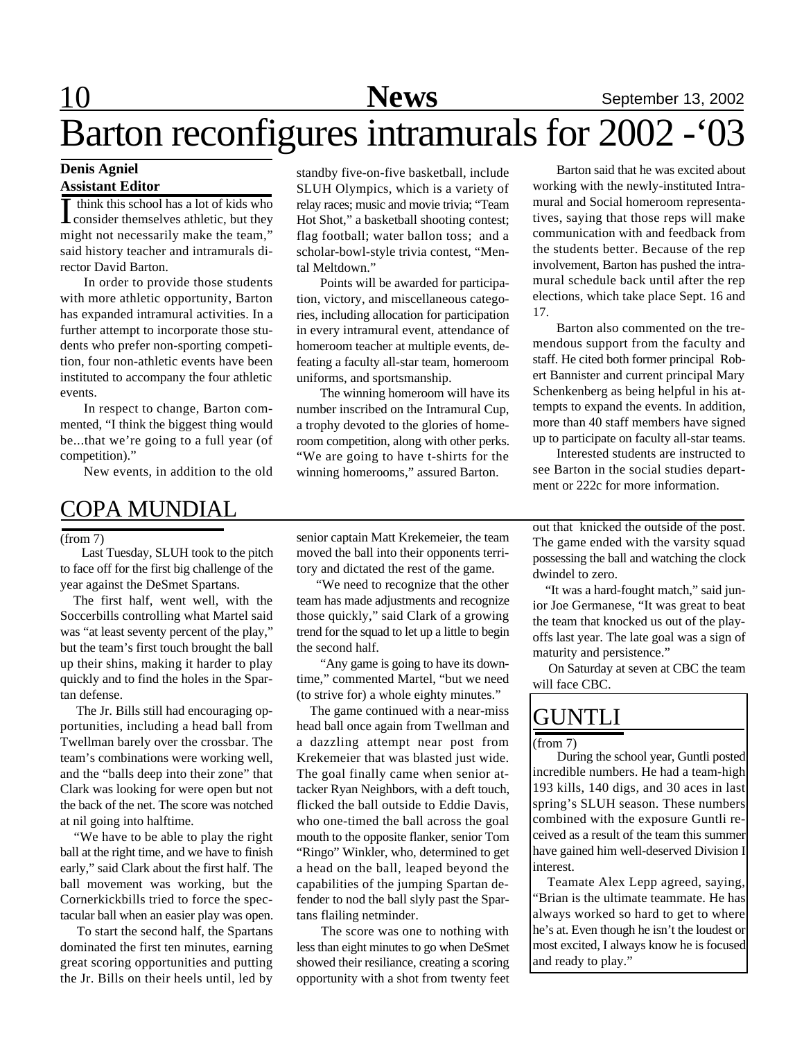# Barton reconfigures intramurals for 2002 -‘03

**Denis Agniel**
**Assistant Editor**

“I think this school has a lot of kids who consider themselves athletic, but they might not necessarily make the team,” said history teacher and intramurals director David Barton.

In order to provide those students with more athletic opportunity, Barton has expanded intramural activities. In a further attempt to incorporate those students who prefer non-sporting competition, four non-athletic events have been instituted to accompany the four athletic events.

In respect to change, Barton commented, “I think the biggest thing would be...that we’re going to a full year (of competition).”

New events, in addition to the old standby five-on-five basketball, include SLUH Olympics, which is a variety of relay races; music and movie trivia; “Team Hot Shot,” a basketball shooting contest; flag football; water ballon toss; and a scholar-bowl-style trivia contest, “Mental Meltdown.”

Points will be awarded for participation, victory, and miscellaneous categories, including allocation for participation in every intramural event, attendance of homeroom teacher at multiple events, defeating a faculty all-star team, homeroom uniforms, and sportsmanship.

The winning homeroom will have its number inscribed on the Intramural Cup, a trophy devoted to the glories of homeroom competition, along with other perks. “We are going to have t-shirts for the winning homerooms,” assured Barton.

Barton said that he was excited about working with the newly-instituted Intramural and Social homeroom representatives, saying that those reps will make communication with and feedback from the students better. Because of the rep involvement, Barton has pushed the intramural schedule back until after the rep elections, which take place Sept. 16 and 17.

Barton also commented on the tremendous support from the faculty and staff. He cited both former principal Robert Bannister and current principal Mary Schenkenberg as being helpful in his attempts to expand the events. In addition, more than 40 staff members have signed up to participate on faculty all-star teams.

Interested students are instructed to see Barton in the social studies department or 222c for more information.

## COPA MUNDIAL

(from 7)

Last Tuesday, SLUH took to the pitch to face off for the first big challenge of the year against the DeSmet Spartans.

The first half, went well, with the Soccerbills controlling what Martel said was “at least seventy percent of the play,” but the team’s first touch brought the ball up their shins, making it harder to play quickly and to find the holes in the Spartan defense.

The Jr. Bills still had encouraging opportunities, including a head ball from Twellman barely over the crossbar. The team’s combinations were working well, and the “balls deep into their zone” that Clark was looking for were open but not the back of the net. The score was notched at nil going into halftime.

“We have to be able to play the right ball at the right time, and we have to finish early,” said Clark about the first half. The ball movement was working, but the Cornerkickbills tried to force the spectacular ball when an easier play was open.

To start the second half, the Spartans dominated the first ten minutes, earning great scoring opportunities and putting the Jr. Bills on their heels until, led by senior captain Matt Krekemeier, the team moved the ball into their opponents territory and dictated the rest of the game.

“We need to recognize that the other team has made adjustments and recognize those quickly,” said Clark of a growing trend for the squad to let up a little to begin the second half.

“Any game is going to have its downtime,” commented Martel, “but we need (to strive for) a whole eighty minutes.”

The game continued with a near-miss head ball once again from Twellman and a dazzling attempt near post from Krekemeier that was blasted just wide. The goal finally came when senior attacker Ryan Neighbors, with a deft touch, flicked the ball outside to Eddie Davis, who one-timed the ball across the goal mouth to the opposite flanker, senior Tom “Ringo” Winkler, who, determined to get a head on the ball, leaped beyond the capabilities of the jumping Spartan defender to nod the ball slyly past the Spartans flailing netminder.

The score was one to nothing with less than eight minutes to go when DeSmet showed their resiliance, creating a scoring opportunity with a shot from twenty feet out that knicked the outside of the post. The game ended with the varsity squad possessing the ball and watching the clock dwindel to zero.

“It was a hard-fought match,” said junior Joe Germanese, “It was great to beat the team that knocked us out of the playoffs last year. The late goal was a sign of maturity and persistence.”

On Saturday at seven at CBC the team will face CBC.

## GUNTLI

(from 7)

During the school year, Guntli posted incredible numbers. He had a team-high 193 kills, 140 digs, and 30 aces in last spring’s SLUH season. These numbers combined with the exposure Guntli received as a result of the team this summer have gained him well-deserved Division I interest.

Teamate Alex Lepp agreed, saying, “Brian is the ultimate teammate. He has always worked so hard to get to where he’s at. Even though he isn’t the loudest or most excited, I always know he is focused and ready to play.”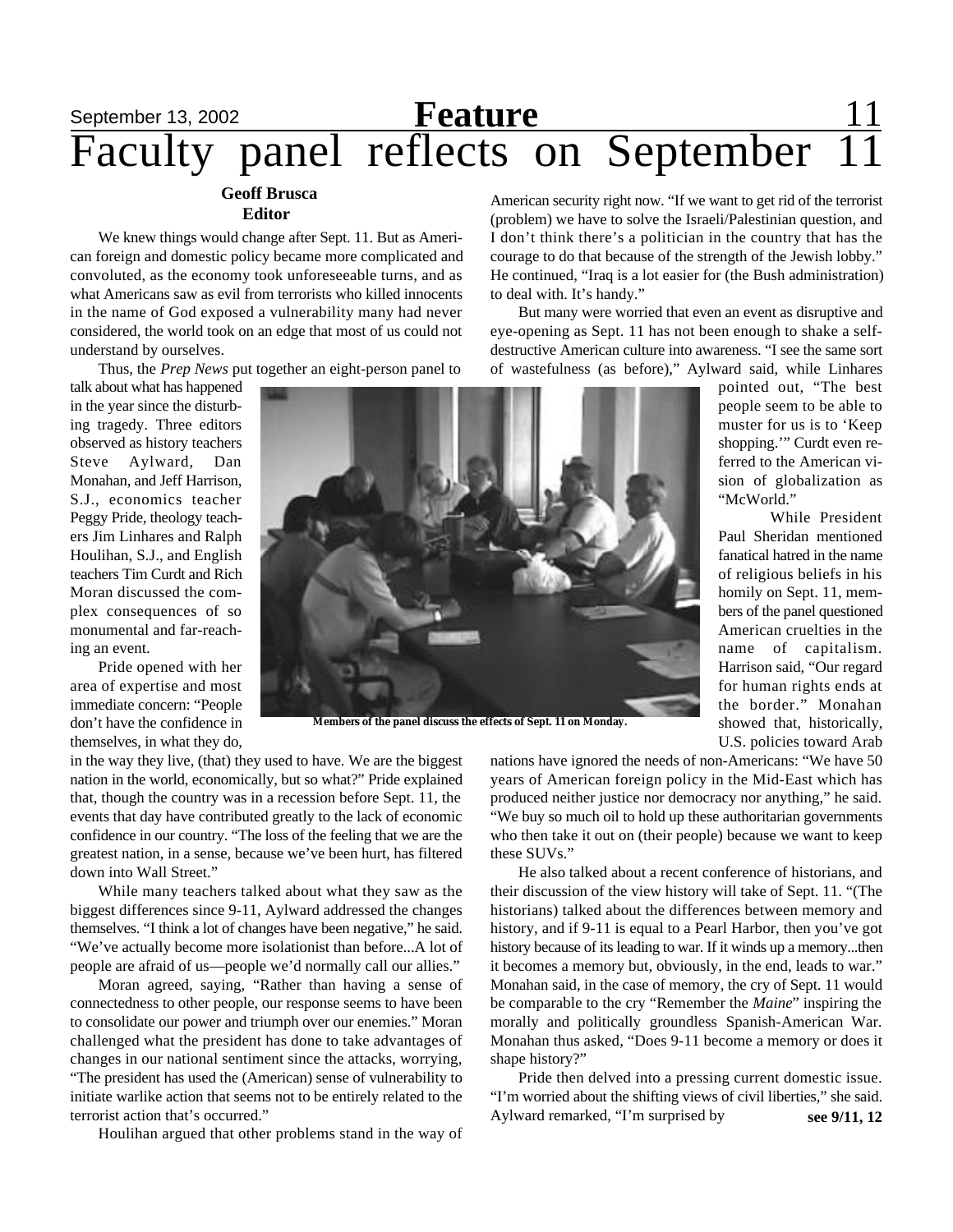# Faculty panel reflects on September 11

**Geoff Brusca**
**Editor**

We knew things would change after Sept. 11. But as American foreign and domestic policy became more complicated and convoluted, as the economy took unforeseeable turns, and as what Americans saw as evil from terrorists who killed innocents in the name of God exposed a vulnerability many had never considered, the world took on an edge that most of us could not understand by ourselves.

Thus, the *Prep News* put together an eight-person panel to talk about what has happened in the year since the disturbing tragedy. Three editors observed as history teachers Steve Aylward, Dan Monahan, and Jeff Harrison, S.J., economics teacher Peggy Pride, theology teachers Jim Linhares and Ralph Houlihan, S.J., and English teachers Tim Curdt and Rich Moran discussed the complex consequences of so monumental and far-reaching an event.

Pride opened with her area of expertise and most immediate concern: "People don't have the confidence in themselves, in what they do, in the way they live, (that) they used to have. We are the biggest nation in the world, economically, but so what?" Pride explained that, though the country was in a recession before Sept. 11, the events that day have contributed greatly to the lack of economic confidence in our country. "The loss of the feeling that we are the greatest nation, in a sense, because we've been hurt, has filtered down into Wall Street."

Members of the panel discuss the effects of Sept. 11 on Monday.

While many teachers talked about what they saw as the biggest differences since 9-11, Aylward addressed the changes themselves. "I think a lot of changes have been negative," he said. "We've actually become more isolationist than before...A lot of people are afraid of us—people we'd normally call our allies."

Moran agreed, saying, "Rather than having a sense of connectedness to other people, our response seems to have been to consolidate our power and triumph over our enemies." Moran challenged what the president has done to take advantages of changes in our national sentiment since the attacks, worrying, "The president has used the (American) sense of vulnerability to initiate warlike action that seems not to be entirely related to the terrorist action that's occurred."

Houlihan argued that other problems stand in the way of American security right now. "If we want to get rid of the terrorist (problem) we have to solve the Israeli/Palestinian question, and I don't think there's a politician in the country that has the courage to do that because of the strength of the Jewish lobby." He continued, "Iraq is a lot easier for (the Bush administration) to deal with. It's handy."

But many were worried that even an event as disruptive and eye-opening as Sept. 11 has not been enough to shake a self-destructive American culture into awareness. "I see the same sort of wastefulness (as before)," Aylward said, while Linhares pointed out, "The best people seem to be able to muster for us is to 'Keep shopping.'" Curdt even referred to the American vision of globalization as "McWorld."

While President Paul Sheridan mentioned fanatical hatred in the name of religious beliefs in his homily on Sept. 11, members of the panel questioned American cruelties in the name of capitalism. Harrison said, "Our regard for human rights ends at the border." Monahan showed that, historically, U.S. policies toward Arab nations have ignored the needs of non-Americans: "We have 50 years of American foreign policy in the Mid-East which has produced neither justice nor democracy nor anything," he said. "We buy so much oil to hold up these authoritarian governments who then take it out on (their people) because we want to keep these SUVs."

He also talked about a recent conference of historians, and their discussion of the view history will take of Sept. 11. "(The historians) talked about the differences between memory and history, and if 9-11 is equal to a Pearl Harbor, then you've got history because of its leading to war. If it winds up a memory...then it becomes a memory but, obviously, in the end, leads to war." Monahan said, in the case of memory, the cry of Sept. 11 would be comparable to the cry "Remember the *Maine*" inspiring the morally and politically groundless Spanish-American War. Monahan thus asked, "Does 9-11 become a memory or does it shape history?"

Pride then delved into a pressing current domestic issue. "I'm worried about the shifting views of civil liberties," she said. Aylward remarked, "I'm surprised by **see 9/11, 12**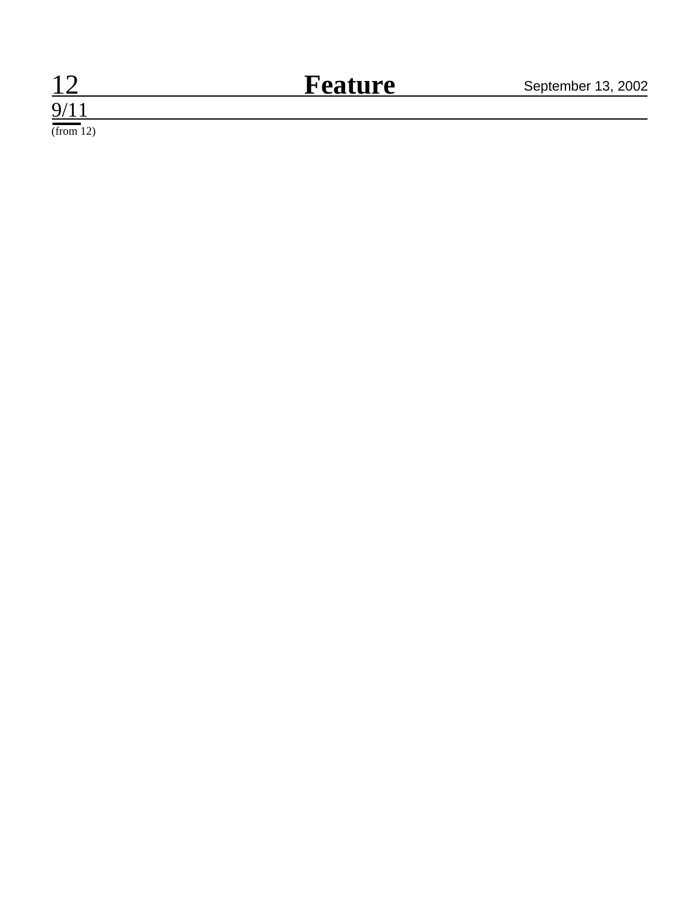## 9/11

(from 12)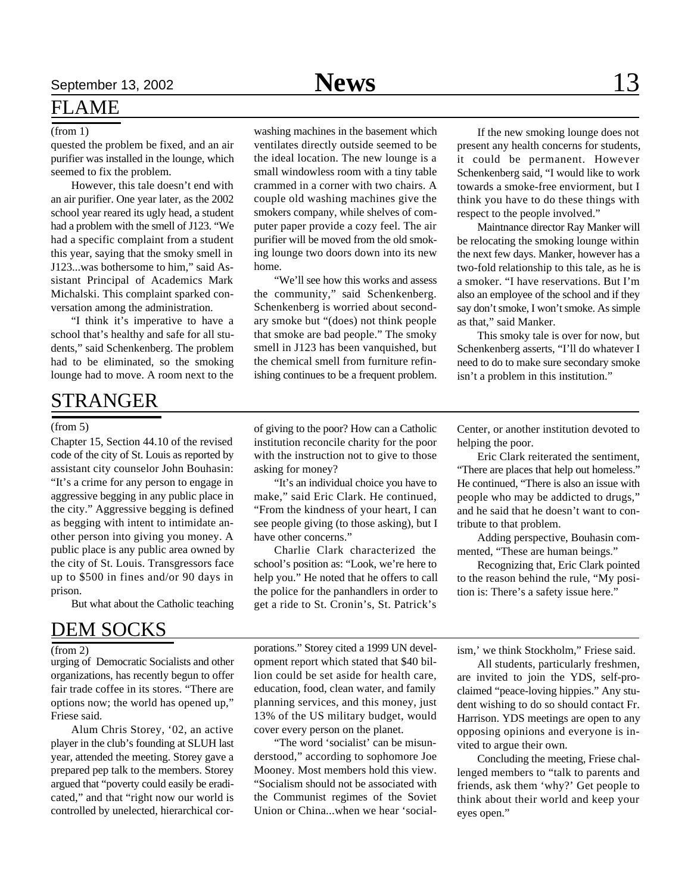## FLAME

(from 1)

quested the problem be fixed, and an air purifier was installed in the lounge, which seemed to fix the problem.

However, this tale doesn't end with an air purifier. One year later, as the 2002 school year reared its ugly head, a student had a problem with the smell of J123. "We had a specific complaint from a student this year, saying that the smoky smell in J123...was bothersome to him," said Assistant Principal of Academics Mark Michalski. This complaint sparked conversation among the administration.

"I think it's imperative to have a school that's healthy and safe for all students," said Schenkenberg. The problem had to be eliminated, so the smoking lounge had to move. A room next to the washing machines in the basement which ventilates directly outside seemed to be the ideal location. The new lounge is a small windowless room with a tiny table crammed in a corner with two chairs. A couple old washing machines give the smokers company, while shelves of computer paper provide a cozy feel. The air purifier will be moved from the old smoking lounge two doors down into its new home.

"We'll see how this works and assess the community," said Schenkenberg. Schenkenberg is worried about secondary smoke but "(does) not think people that smoke are bad people." The smoky smell in J123 has been vanquished, but the chemical smell from furniture refinishing continues to be a frequent problem.

If the new smoking lounge does not present any health concerns for students, it could be permanent. However Schenkenberg said, "I would like to work towards a smoke-free enviorment, but I think you have to do these things with respect to the people involved."

Maintnance director Ray Manker will be relocating the smoking lounge within the next few days. Manker, however has a two-fold relationship to this tale, as he is a smoker. "I have reservations. But I'm also an employee of the school and if they say don't smoke, I won't smoke. As simple as that," said Manker.

This smoky tale is over for now, but Schenkenberg asserts, "I'll do whatever I need to do to make sure secondary smoke isn't a problem in this institution."

## STRANGER

(from 5)

Chapter 15, Section 44.10 of the revised code of the city of St. Louis as reported by assistant city counselor John Bouhasin: "It's a crime for any person to engage in aggressive begging in any public place in the city." Aggressive begging is defined as begging with intent to intimidate another person into giving you money. A public place is any public area owned by the city of St. Louis. Transgressors face up to $500 in fines and/or 90 days in prison.

But what about the Catholic teaching of giving to the poor? How can a Catholic institution reconcile charity for the poor with the instruction not to give to those asking for money?

"It's an individual choice you have to make," said Eric Clark. He continued, "From the kindness of your heart, I can see people giving (to those asking), but I have other concerns."

Charlie Clark characterized the school's position as: "Look, we're here to help you." He noted that he offers to call the police for the panhandlers in order to get a ride to St. Cronin's, St. Patrick's Center, or another institution devoted to helping the poor.

Eric Clark reiterated the sentiment, "There are places that help out homeless." He continued, "There is also an issue with people who may be addicted to drugs," and he said that he doesn't want to contribute to that problem.

Adding perspective, Bouhasin commented, "These are human beings."

Recognizing that, Eric Clark pointed to the reason behind the rule, "My position is: There's a safety issue here."

## DEM SOCKS

(from 2)

urging of Democratic Socialists and other organizations, has recently begun to offer fair trade coffee in its stores. "There are options now; the world has opened up," Friese said.

Alum Chris Storey, '02, an active player in the club's founding at SLUH last year, attended the meeting. Storey gave a prepared pep talk to the members. Storey argued that "poverty could easily be eradicated," and that "right now our world is controlled by unelected, hierarchical corporations." Storey cited a 1999 UN development report which stated that $40 billion could be set aside for health care, education, food, clean water, and family planning services, and this money, just 13% of the US military budget, would cover every person on the planet.

"The word 'socialist' can be misunderstood," according to sophomore Joe Mooney. Most members hold this view. "Socialism should not be associated with the Communist regimes of the Soviet Union or China...when we hear 'socialism,' we think Stockholm," Friese said.

All students, particularly freshmen, are invited to join the YDS, self-proclaimed "peace-loving hippies." Any student wishing to do so should contact Fr. Harrison. YDS meetings are open to any opposing opinions and everyone is invited to argue their own.

Concluding the meeting, Friese challenged members to "talk to parents and friends, ask them 'why?' Get people to think about their world and keep your eyes open."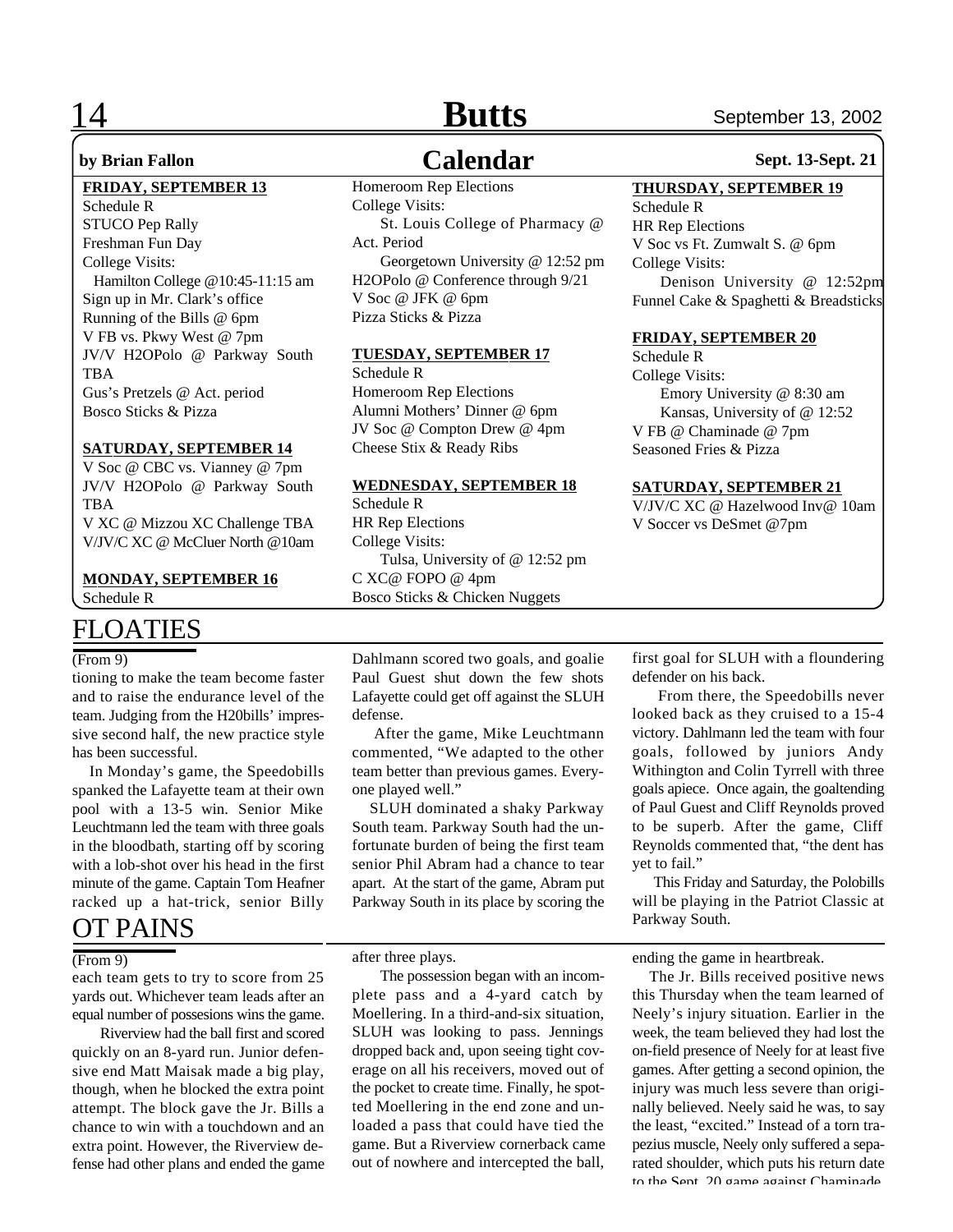# Calendar

**by Brian Fallon** — **Sept. 13-Sept. 21**

**FRIDAY, SEPTEMBER 13**
Schedule R
STUCO Pep Rally
Freshman Fun Day
College Visits:
Hamilton College @10:45-11:15 am
Sign up in Mr. Clark's office
Running of the Bills @ 6pm
V FB vs. Pkwy West @ 7pm
JV/V H2OPolo @ Parkway South TBA
Gus's Pretzels @ Act. period
Bosco Sticks & Pizza

**SATURDAY, SEPTEMBER 14**
V Soc @ CBC vs. Vianney @ 7pm
JV/V H2OPolo @ Parkway South TBA
V XC @ Mizzou XC Challenge TBA
V/JV/C XC @ McCluer North @10am

**MONDAY, SEPTEMBER 16**
Schedule R
Homeroom Rep Elections
College Visits:
St. Louis College of Pharmacy @ Act. Period
Georgetown University @ 12:52 pm
H2OPolo @ Conference through 9/21
V Soc @ JFK @ 6pm
Pizza Sticks & Pizza

**TUESDAY, SEPTEMBER 17**
Schedule R
Homeroom Rep Elections
Alumni Mothers' Dinner @ 6pm
JV Soc @ Compton Drew @ 4pm
Cheese Stix & Ready Ribs

**WEDNESDAY, SEPTEMBER 18**
Schedule R
HR Rep Elections
College Visits:
Tulsa, University of @ 12:52 pm
C XC@ FOPO @ 4pm
Bosco Sticks & Chicken Nuggets

**THURSDAY, SEPTEMBER 19**
Schedule R
HR Rep Elections
V Soc vs Ft. Zumwalt S. @ 6pm
College Visits:
Denison University @ 12:52pm
Funnel Cake & Spaghetti & Breadsticks

**FRIDAY, SEPTEMBER 20**
Schedule R
College Visits:
Emory University @ 8:30 am
Kansas, University of @ 12:52
V FB @ Chaminade @ 7pm
Seasoned Fries & Pizza

**SATURDAY, SEPTEMBER 21**
V/JV/C XC @ Hazelwood Inv@ 10am
V Soccer vs DeSmet @7pm

# FLOATIES

(From 9)

tioning to make the team become faster and to raise the endurance level of the team. Judging from the H20bills' impressive second half, the new practice style has been successful.

In Monday's game, the Speedobills spanked the Lafayette team at their own pool with a 13-5 win. Senior Mike Leuchtmann led the team with three goals in the bloodbath, starting off by scoring with a lob-shot over his head in the first minute of the game. Captain Tom Heafner racked up a hat-trick, senior Billy Dahlmann scored two goals, and goalie Paul Guest shut down the few shots Lafayette could get off against the SLUH defense.

After the game, Mike Leuchtmann commented, "We adapted to the other team better than previous games. Everyone played well."

SLUH dominated a shaky Parkway South team. Parkway South had the unfortunate burden of being the first team senior Phil Abram had a chance to tear apart. At the start of the game, Abram put Parkway South in its place by scoring the first goal for SLUH with a floundering defender on his back.

From there, the Speedobills never looked back as they cruised to a 15-4 victory. Dahlmann led the team with four goals, followed by juniors Andy Withington and Colin Tyrrell with three goals apiece. Once again, the goaltending of Paul Guest and Cliff Reynolds proved to be superb. After the game, Cliff Reynolds commented that, "the dent has yet to fail."

This Friday and Saturday, the Polobills will be playing in the Patriot Classic at Parkway South.

# OT PAINS

(From 9)

each team gets to try to score from 25 yards out. Whichever team leads after an equal number of possesions wins the game.

Riverview had the ball first and scored quickly on an 8-yard run. Junior defensive end Matt Maisak made a big play, though, when he blocked the extra point attempt. The block gave the Jr. Bills a chance to win with a touchdown and an extra point. However, the Riverview defense had other plans and ended the game after three plays.

The possession began with an incomplete pass and a 4-yard catch by Moellering. In a third-and-six situation, SLUH was looking to pass. Jennings dropped back and, upon seeing tight coverage on all his receivers, moved out of the pocket to create time. Finally, he spotted Moellering in the end zone and unloaded a pass that could have tied the game. But a Riverview cornerback came out of nowhere and intercepted the ball, ending the game in heartbreak.

The Jr. Bills received positive news this Thursday when the team learned of Neely's injury situation. Earlier in the week, the team believed they had lost the on-field presence of Neely for at least five games. After getting a second opinion, the injury was much less severe than originally believed. Neely said he was, to say the least, "excited." Instead of a torn trapezius muscle, Neely only suffered a separated shoulder, which puts his return date to the Sept. 20 game against Chaminade.